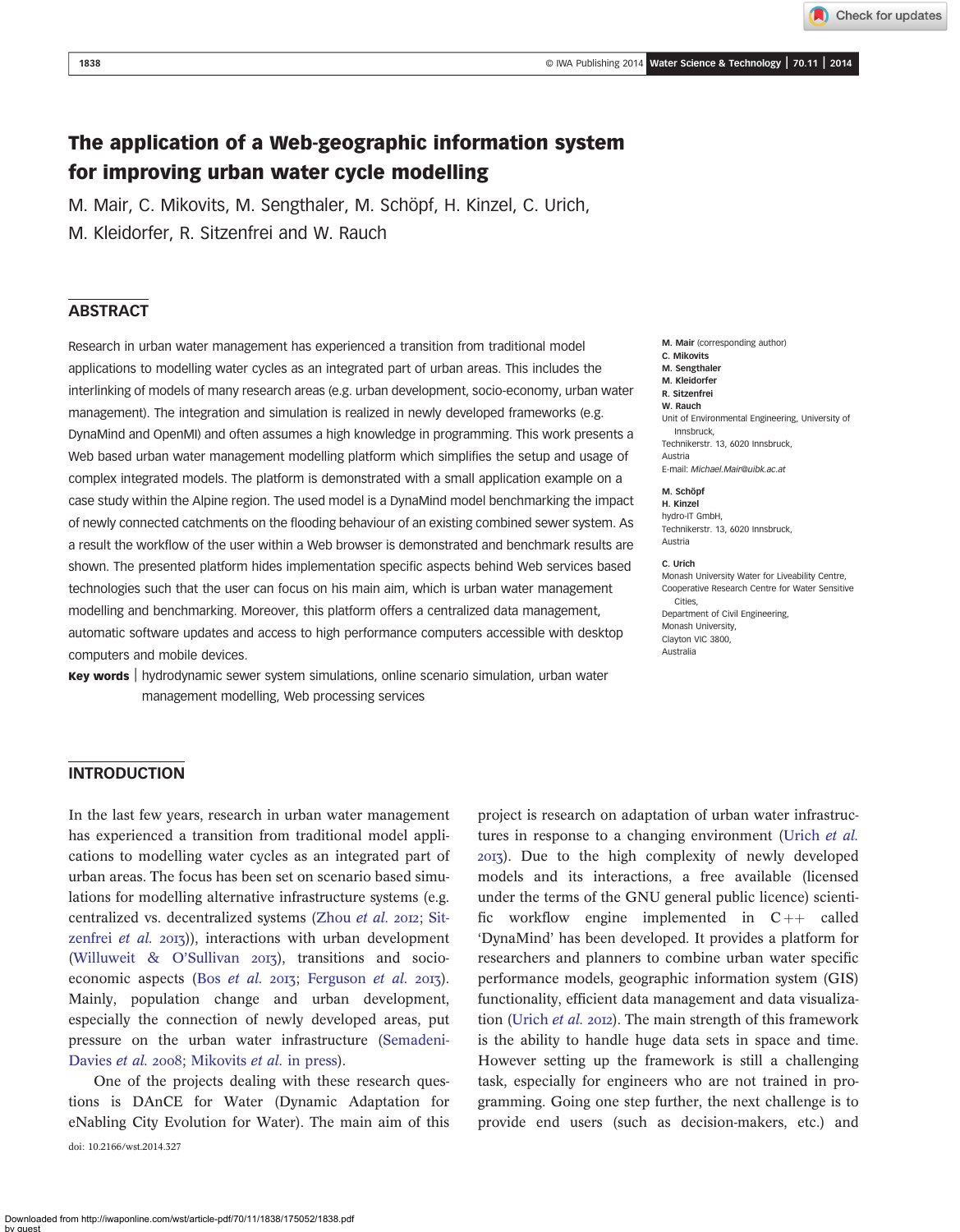# The application of a Web-geographic information system for improving urban water cycle modelling

M. Mair, C. Mikovits, M. Sengthaler, M. Schöpf, H. Kinzel, C. Urich, M. Kleidorfer, R. Sitzenfrei and W. Rauch

## ABSTRACT

Research in urban water management has experienced a transition from traditional model applications to modelling water cycles as an integrated part of urban areas. This includes the interlinking of models of many research areas (e.g. urban development, socio-economy, urban water management). The integration and simulation is realized in newly developed frameworks (e.g. DynaMind and OpenMI) and often assumes a high knowledge in programming. This work presents a Web based urban water management modelling platform which simplifies the setup and usage of complex integrated models. The platform is demonstrated with a small application example on a case study within the Alpine region. The used model is a DynaMind model benchmarking the impact of newly connected catchments on the flooding behaviour of an existing combined sewer system. As a result the workflow of the user within a Web browser is demonstrated and benchmark results are shown. The presented platform hides implementation specific aspects behind Web services based technologies such that the user can focus on his main aim, which is urban water management modelling and benchmarking. Moreover, this platform offers a centralized data management, automatic software updates and access to high performance computers accessible with desktop computers and mobile devices.

**Key words** | hydrodynamic sewer system simulations, online scenario simulation, urban water management modelling, Web processing services

**M. Mair** (corresponding author)
**C. Mikovits**
**M. Sengthaler**
**M. Kleidorfer**
**R. Sitzenfrei**
**W. Rauch**
Unit of Environmental Engineering, University of Innsbruck,
Technikerstr. 13, 6020 Innsbruck,
Austria
E-mail: *Michael.Mair@uibk.ac.at*

**M. Schöpf**
**H. Kinzel**
hydro-IT GmbH,
Technikerstr. 13, 6020 Innsbruck,
Austria

**C. Urich**
Monash University Water for Liveability Centre,
Cooperative Research Centre for Water Sensitive Cities,
Department of Civil Engineering,
Monash University,
Clayton VIC 3800,
Australia

## INTRODUCTION

In the last few years, research in urban water management has experienced a transition from traditional model applications to modelling water cycles as an integrated part of urban areas. The focus has been set on scenario based simulations for modelling alternative infrastructure systems (e.g. centralized vs. decentralized systems (Zhou *et al.* 2012; Sitzenfrei *et al.* 2013)), interactions with urban development (Willuweit & O'Sullivan 2013), transitions and socio-economic aspects (Bos *et al.* 2013; Ferguson *et al.* 2013). Mainly, population change and urban development, especially the connection of newly developed areas, put pressure on the urban water infrastructure (Semadeni-Davies *et al.* 2008; Mikovits *et al.* in press).

One of the projects dealing with these research questions is DAnCE for Water (Dynamic Adaptation for eNabling City Evolution for Water). The main aim of this project is research on adaptation of urban water infrastructures in response to a changing environment (Urich *et al.* 2013). Due to the high complexity of newly developed models and its interactions, a free available (licensed under the terms of the GNU general public licence) scientific workflow engine implemented in C++ called 'DynaMind' has been developed. It provides a platform for researchers and planners to combine urban water specific performance models, geographic information system (GIS) functionality, efficient data management and data visualization (Urich *et al.* 2012). The main strength of this framework is the ability to handle huge data sets in space and time. However setting up the framework is still a challenging task, especially for engineers who are not trained in programming. Going one step further, the next challenge is to provide end users (such as decision-makers, etc.) and

doi: 10.2166/wst.2014.327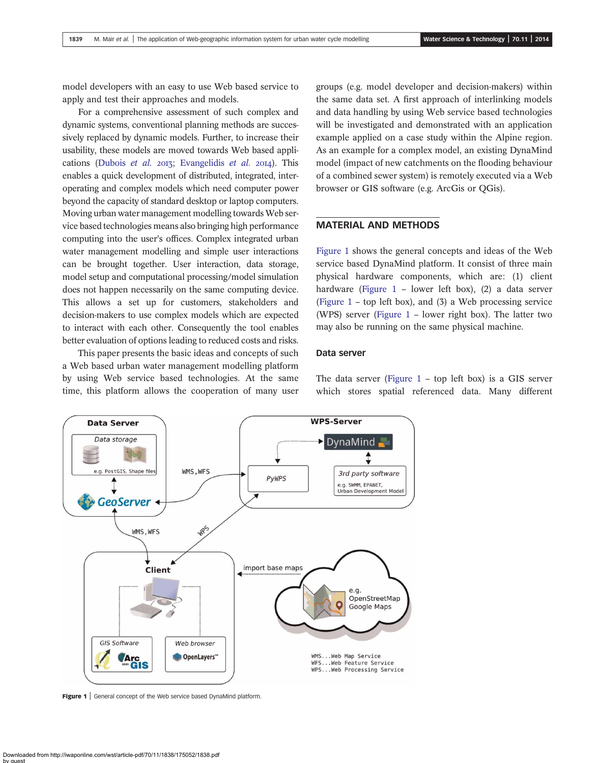model developers with an easy to use Web based service to apply and test their approaches and models.

For a comprehensive assessment of such complex and dynamic systems, conventional planning methods are successively replaced by dynamic models. Further, to increase their usability, these models are moved towards Web based applications (Dubois *et al.* 2013; Evangelidis *et al.* 2014). This enables a quick development of distributed, integrated, interoperating and complex models which need computer power beyond the capacity of standard desktop or laptop computers. Moving urban water management modelling towards Web service based technologies means also bringing high performance computing into the user's offices. Complex integrated urban water management modelling and simple user interactions can be brought together. User interaction, data storage, model setup and computational processing/model simulation does not happen necessarily on the same computing device. This allows a set up for customers, stakeholders and decision-makers to use complex models which are expected to interact with each other. Consequently the tool enables better evaluation of options leading to reduced costs and risks.

This paper presents the basic ideas and concepts of such a Web based urban water management modelling platform by using Web service based technologies. At the same time, this platform allows the cooperation of many user groups (e.g. model developer and decision-makers) within the same data set. A first approach of interlinking models and data handling by using Web service based technologies will be investigated and demonstrated with an application example applied on a case study within the Alpine region. As an example for a complex model, an existing DynaMind model (impact of new catchments on the flooding behaviour of a combined sewer system) is remotely executed via a Web browser or GIS software (e.g. ArcGis or QGis).

## MATERIAL AND METHODS

Figure 1 shows the general concepts and ideas of the Web service based DynaMind platform. It consist of three main physical hardware components, which are: (1) client hardware (Figure 1 – lower left box), (2) a data server (Figure 1 – top left box), and (3) a Web processing service (WPS) server (Figure 1 – lower right box). The latter two may also be running on the same physical machine.

### Data server

The data server (Figure 1 – top left box) is a GIS server which stores spatial referenced data. Many different

Figure 1 | General concept of the Web service based DynaMind platform.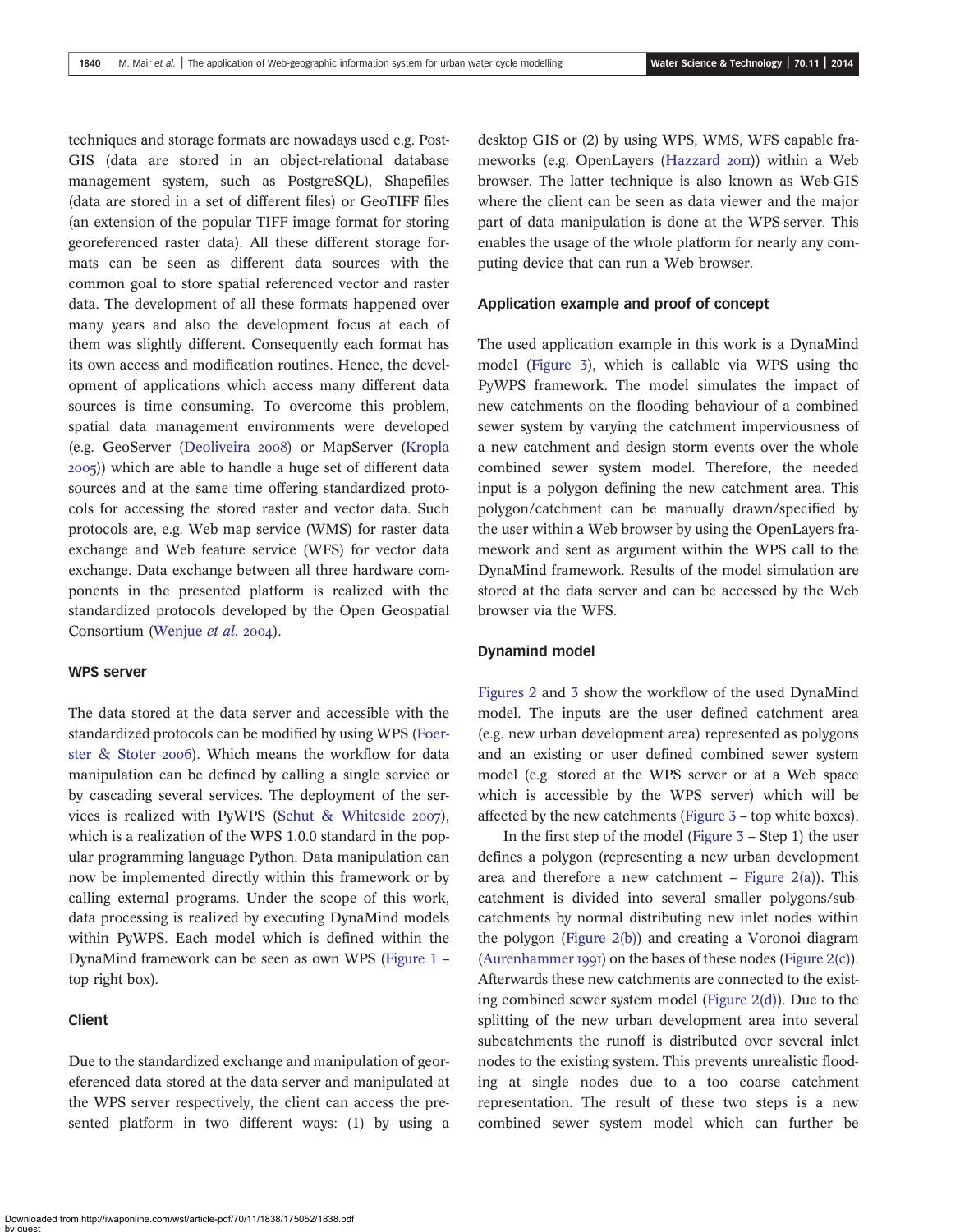techniques and storage formats are nowadays used e.g. PostGIS (data are stored in an object-relational database management system, such as PostgreSQL), Shapefiles (data are stored in a set of different files) or GeoTIFF files (an extension of the popular TIFF image format for storing georeferenced raster data). All these different storage formats can be seen as different data sources with the common goal to store spatial referenced vector and raster data. The development of all these formats happened over many years and also the development focus at each of them was slightly different. Consequently each format has its own access and modification routines. Hence, the development of applications which access many different data sources is time consuming. To overcome this problem, spatial data management environments were developed (e.g. GeoServer (Deoliveira 2008) or MapServer (Kropla 2005)) which are able to handle a huge set of different data sources and at the same time offering standardized protocols for accessing the stored raster and vector data. Such protocols are, e.g. Web map service (WMS) for raster data exchange and Web feature service (WFS) for vector data exchange. Data exchange between all three hardware components in the presented platform is realized with the standardized protocols developed by the Open Geospatial Consortium (Wenjue *et al.* 2004).

### WPS server

The data stored at the data server and accessible with the standardized protocols can be modified by using WPS (Foerster & Stoter 2006). Which means the workflow for data manipulation can be defined by calling a single service or by cascading several services. The deployment of the services is realized with PyWPS (Schut & Whiteside 2007), which is a realization of the WPS 1.0.0 standard in the popular programming language Python. Data manipulation can now be implemented directly within this framework or by calling external programs. Under the scope of this work, data processing is realized by executing DynaMind models within PyWPS. Each model which is defined within the DynaMind framework can be seen as own WPS (Figure 1 – top right box).

### Client

Due to the standardized exchange and manipulation of georeferenced data stored at the data server and manipulated at the WPS server respectively, the client can access the presented platform in two different ways: (1) by using a desktop GIS or (2) by using WPS, WMS, WFS capable frameworks (e.g. OpenLayers (Hazzard 2011)) within a Web browser. The latter technique is also known as Web-GIS where the client can be seen as data viewer and the major part of data manipulation is done at the WPS-server. This enables the usage of the whole platform for nearly any computing device that can run a Web browser.

## Application example and proof of concept

The used application example in this work is a DynaMind model (Figure 3), which is callable via WPS using the PyWPS framework. The model simulates the impact of new catchments on the flooding behaviour of a combined sewer system by varying the catchment imperviousness of a new catchment and design storm events over the whole combined sewer system model. Therefore, the needed input is a polygon defining the new catchment area. This polygon/catchment can be manually drawn/specified by the user within a Web browser by using the OpenLayers framework and sent as argument within the WPS call to the DynaMind framework. Results of the model simulation are stored at the data server and can be accessed by the Web browser via the WFS.

### Dynamind model

Figures 2 and 3 show the workflow of the used DynaMind model. The inputs are the user defined catchment area (e.g. new urban development area) represented as polygons and an existing or user defined combined sewer system model (e.g. stored at the WPS server or at a Web space which is accessible by the WPS server) which will be affected by the new catchments (Figure 3 – top white boxes).

In the first step of the model (Figure 3 – Step 1) the user defines a polygon (representing a new urban development area and therefore a new catchment – Figure 2(a)). This catchment is divided into several smaller polygons/subcatchments by normal distributing new inlet nodes within the polygon (Figure 2(b)) and creating a Voronoi diagram (Aurenhammer 1991) on the bases of these nodes (Figure 2(c)). Afterwards these new catchments are connected to the existing combined sewer system model (Figure 2(d)). Due to the splitting of the new urban development area into several subcatchments the runoff is distributed over several inlet nodes to the existing system. This prevents unrealistic flooding at single nodes due to a too coarse catchment representation. The result of these two steps is a new combined sewer system model which can further be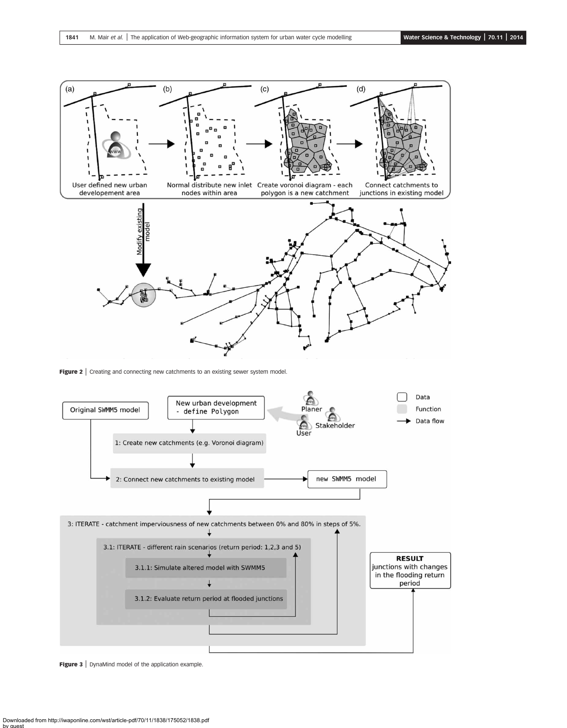Figure 2 | Creating and connecting new catchments to an existing sewer system model.

Figure 3 | DynaMind model of the application example.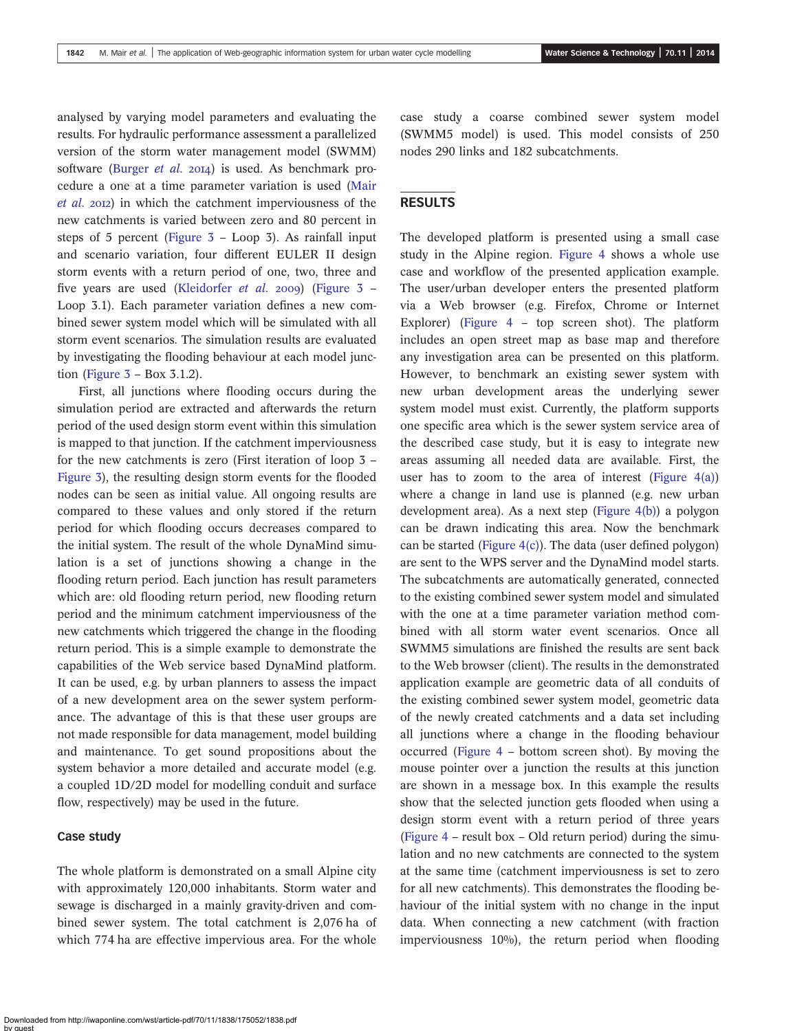analysed by varying model parameters and evaluating the results. For hydraulic performance assessment a parallelized version of the storm water management model (SWMM) software (Burger *et al.* 2014) is used. As benchmark procedure a one at a time parameter variation is used (Mair *et al.* 2012) in which the catchment imperviousness of the new catchments is varied between zero and 80 percent in steps of 5 percent (Figure 3 – Loop 3). As rainfall input and scenario variation, four different EULER II design storm events with a return period of one, two, three and five years are used (Kleidorfer *et al.* 2009) (Figure 3 – Loop 3.1). Each parameter variation defines a new combined sewer system model which will be simulated with all storm event scenarios. The simulation results are evaluated by investigating the flooding behaviour at each model junction (Figure 3 – Box 3.1.2).

First, all junctions where flooding occurs during the simulation period are extracted and afterwards the return period of the used design storm event within this simulation is mapped to that junction. If the catchment imperviousness for the new catchments is zero (First iteration of loop 3 – Figure 3), the resulting design storm events for the flooded nodes can be seen as initial value. All ongoing results are compared to these values and only stored if the return period for which flooding occurs decreases compared to the initial system. The result of the whole DynaMind simulation is a set of junctions showing a change in the flooding return period. Each junction has result parameters which are: old flooding return period, new flooding return period and the minimum catchment imperviousness of the new catchments which triggered the change in the flooding return period. This is a simple example to demonstrate the capabilities of the Web service based DynaMind platform. It can be used, e.g. by urban planners to assess the impact of a new development area on the sewer system performance. The advantage of this is that these user groups are not made responsible for data management, model building and maintenance. To get sound propositions about the system behavior a more detailed and accurate model (e.g. a coupled 1D/2D model for modelling conduit and surface flow, respectively) may be used in the future.

### Case study

The whole platform is demonstrated on a small Alpine city with approximately 120,000 inhabitants. Storm water and sewage is discharged in a mainly gravity-driven and combined sewer system. The total catchment is 2,076 ha of which 774 ha are effective impervious area. For the whole case study a coarse combined sewer system model (SWMM5 model) is used. This model consists of 250 nodes 290 links and 182 subcatchments.

## RESULTS

The developed platform is presented using a small case study in the Alpine region. Figure 4 shows a whole use case and workflow of the presented application example. The user/urban developer enters the presented platform via a Web browser (e.g. Firefox, Chrome or Internet Explorer) (Figure 4 – top screen shot). The platform includes an open street map as base map and therefore any investigation area can be presented on this platform. However, to benchmark an existing sewer system with new urban development areas the underlying sewer system model must exist. Currently, the platform supports one specific area which is the sewer system service area of the described case study, but it is easy to integrate new areas assuming all needed data are available. First, the user has to zoom to the area of interest (Figure 4(a)) where a change in land use is planned (e.g. new urban development area). As a next step (Figure 4(b)) a polygon can be drawn indicating this area. Now the benchmark can be started (Figure 4(c)). The data (user defined polygon) are sent to the WPS server and the DynaMind model starts. The subcatchments are automatically generated, connected to the existing combined sewer system model and simulated with the one at a time parameter variation method combined with all storm water event scenarios. Once all SWMM5 simulations are finished the results are sent back to the Web browser (client). The results in the demonstrated application example are geometric data of all conduits of the existing combined sewer system model, geometric data of the newly created catchments and a data set including all junctions where a change in the flooding behaviour occurred (Figure 4 – bottom screen shot). By moving the mouse pointer over a junction the results at this junction are shown in a message box. In this example the results show that the selected junction gets flooded when using a design storm event with a return period of three years (Figure 4 – result box – Old return period) during the simulation and no new catchments are connected to the system at the same time (catchment imperviousness is set to zero for all new catchments). This demonstrates the flooding behaviour of the initial system with no change in the input data. When connecting a new catchment (with fraction imperviousness 10%), the return period when flooding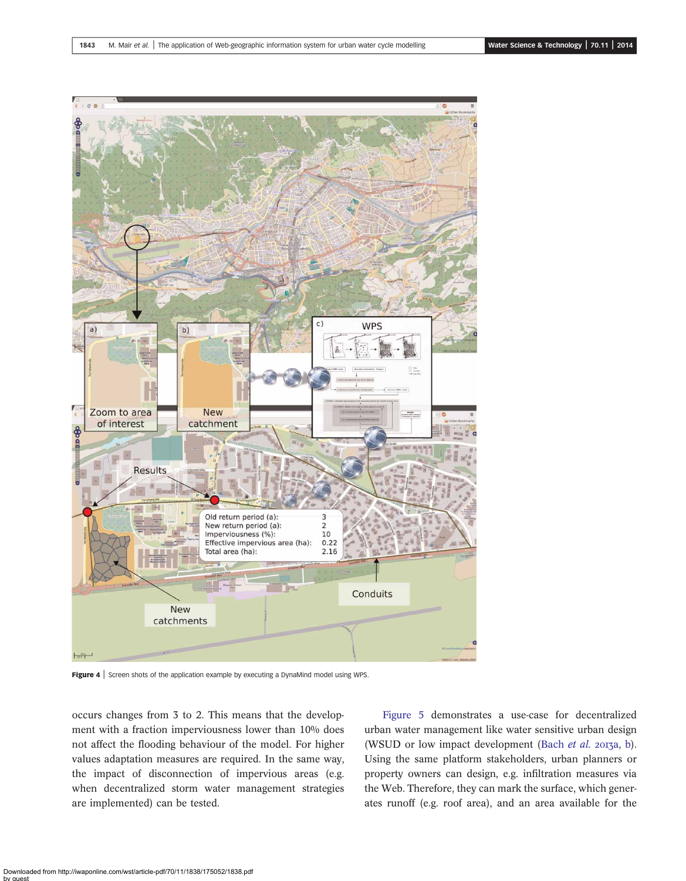Figure 4 | Screen shots of the application example by executing a DynaMind model using WPS.

occurs changes from 3 to 2. This means that the development with a fraction imperviousness lower than 10% does not affect the flooding behaviour of the model. For higher values adaptation measures are required. In the same way, the impact of disconnection of impervious areas (e.g. when decentralized storm water management strategies are implemented) can be tested.

Figure 5 demonstrates a use-case for decentralized urban water management like water sensitive urban design (WSUD or low impact development (Bach *et al.* 2013a, b). Using the same platform stakeholders, urban planners or property owners can design, e.g. infiltration measures via the Web. Therefore, they can mark the surface, which generates runoff (e.g. roof area), and an area available for the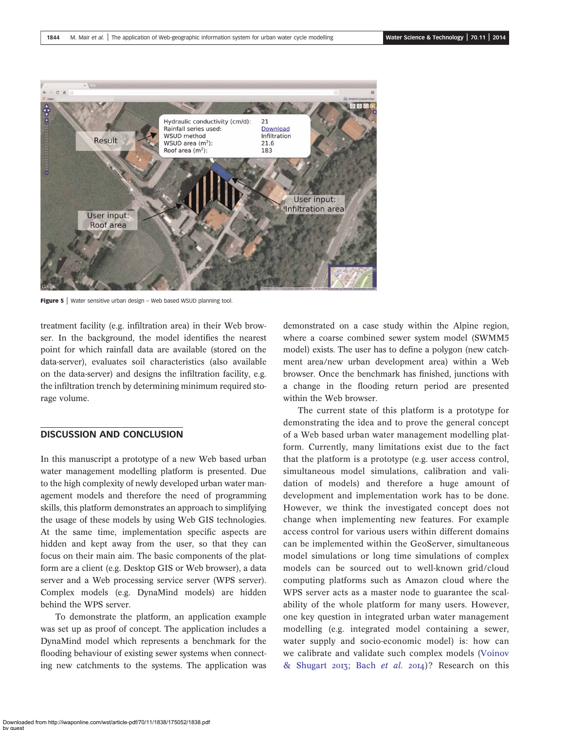Figure 5 | Water sensitive urban design – Web based WSUD planning tool.

treatment facility (e.g. infiltration area) in their Web browser. In the background, the model identifies the nearest point for which rainfall data are available (stored on the data-server), evaluates soil characteristics (also available on the data-server) and designs the infiltration facility, e.g. the infiltration trench by determining minimum required storage volume.

## DISCUSSION AND CONCLUSION

In this manuscript a prototype of a new Web based urban water management modelling platform is presented. Due to the high complexity of newly developed urban water management models and therefore the need of programming skills, this platform demonstrates an approach to simplifying the usage of these models by using Web GIS technologies. At the same time, implementation specific aspects are hidden and kept away from the user, so that they can focus on their main aim. The basic components of the platform are a client (e.g. Desktop GIS or Web browser), a data server and a Web processing service server (WPS server). Complex models (e.g. DynaMind models) are hidden behind the WPS server.

To demonstrate the platform, an application example was set up as proof of concept. The application includes a DynaMind model which represents a benchmark for the flooding behaviour of existing sewer systems when connecting new catchments to the systems. The application was demonstrated on a case study within the Alpine region, where a coarse combined sewer system model (SWMM5 model) exists. The user has to define a polygon (new catchment area/new urban development area) within a Web browser. Once the benchmark has finished, junctions with a change in the flooding return period are presented within the Web browser.

The current state of this platform is a prototype for demonstrating the idea and to prove the general concept of a Web based urban water management modelling platform. Currently, many limitations exist due to the fact that the platform is a prototype (e.g. user access control, simultaneous model simulations, calibration and validation of models) and therefore a huge amount of development and implementation work has to be done. However, we think the investigated concept does not change when implementing new features. For example access control for various users within different domains can be implemented within the GeoServer, simultaneous model simulations or long time simulations of complex models can be sourced out to well-known grid/cloud computing platforms such as Amazon cloud where the WPS server acts as a master node to guarantee the scalability of the whole platform for many users. However, one key question in integrated urban water management modelling (e.g. integrated model containing a sewer, water supply and socio-economic model) is: how can we calibrate and validate such complex models (Voinov & Shugart 2013; Bach *et al.* 2014)? Research on this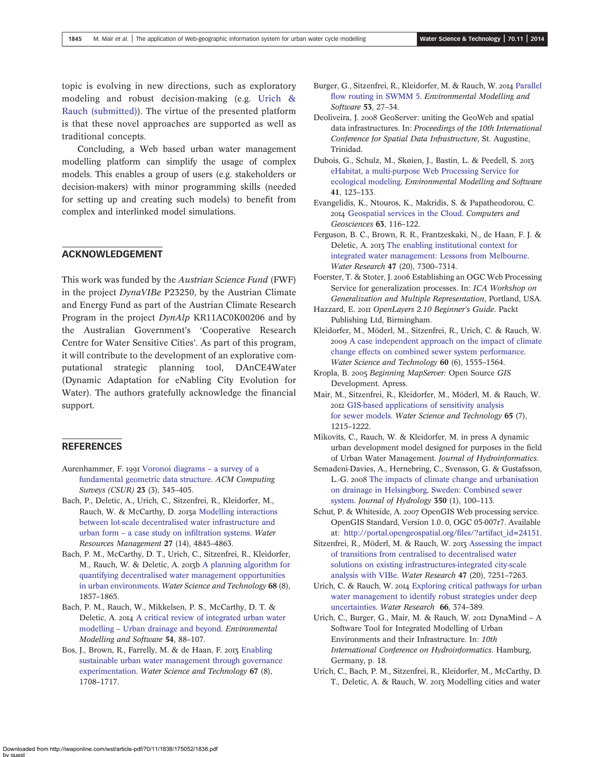topic is evolving in new directions, such as exploratory modeling and robust decision-making (e.g. Urich & Rauch (submitted)). The virtue of the presented platform is that these novel approaches are supported as well as traditional concepts.

Concluding, a Web based urban water management modelling platform can simplify the usage of complex models. This enables a group of users (e.g. stakeholders or decision-makers) with minor programming skills (needed for setting up and creating such models) to benefit from complex and interlinked model simulations.

## ACKNOWLEDGEMENT

This work was funded by the *Austrian Science Fund* (FWF) in the project *DynaVIBe* P23250, by the Austrian Climate and Energy Fund as part of the Austrian Climate Research Program in the project *DynAlp* KR11AC0K00206 and by the Australian Government's 'Cooperative Research Centre for Water Sensitive Cities'. As part of this program, it will contribute to the development of an explorative computational strategic planning tool, DAnCE4Water (Dynamic Adaptation for eNabling City Evolution for Water). The authors gratefully acknowledge the financial support.

## REFERENCES

Aurenhammer, F. 1991 Voronoi diagrams – a survey of a fundamental geometric data structure. *ACM Computing Surveys (CSUR)* **23** (3), 345–405.

Bach, P., Deletic, A., Urich, C., Sitzenfrei, R., Kleidorfer, M., Rauch, W. & McCarthy, D. 2013a Modelling interactions between lot-scale decentralised water infrastructure and urban form – a case study on infiltration systems. *Water Resources Management* **27** (14), 4845–4863.

Bach, P. M., McCarthy, D. T., Urich, C., Sitzenfrei, R., Kleidorfer, M., Rauch, W. & Deletic, A. 2013b A planning algorithm for quantifying decentralised water management opportunities in urban environments. *Water Science and Technology* **68** (8), 1857–1865.

Bach, P. M., Rauch, W., Mikkelsen, P. S., McCarthy, D. T. & Deletic, A. 2014 A critical review of integrated urban water modelling – Urban drainage and beyond. *Environmental Modelling and Software* **54**, 88–107.

Bos, J., Brown, R., Farrelly, M. & de Haan, F. 2013 Enabling sustainable urban water management through governance experimentation. *Water Science and Technology* **67** (8), 1708–1717.

Burger, G., Sitzenfrei, R., Kleidorfer, M. & Rauch, W. 2014 Parallel flow routing in SWMM 5. *Environmental Modelling and Software* **53**, 27–34.

Deoliveira, J. 2008 GeoServer: uniting the GeoWeb and spatial data infrastructures. In: *Proceedings of the 10th International Conference for Spatial Data Infrastructure*, St. Augustine, Trinidad.

Dubois, G., Schulz, M., Skøien, J., Bastin, L. & Peedell, S. 2013 eHabitat, a multi-purpose Web Processing Service for ecological modeling. *Environmental Modelling and Software* **41**, 123–133.

Evangelidis, K., Ntouros, K., Makridis, S. & Papatheodorou, C. 2014 Geospatial services in the Cloud. *Computers and Geosciences* **63**, 116–122.

Ferguson, B. C., Brown, R. R., Frantzeskaki, N., de Haan, F. J. & Deletic, A. 2013 The enabling institutional context for integrated water management: Lessons from Melbourne. *Water Research* **47** (20), 7300–7314.

Foerster, T. & Stoter, J. 2006 Establishing an OGC Web Processing Service for generalization processes. In: *ICA Workshop on Generalization and Multiple Representation*, Portland, USA.

Hazzard, E. 2011 *OpenLayers 2.10 Beginner's Guide*. Packt Publishing Ltd, Birmingham.

Kleidorfer, M., Möderl, M., Sitzenfrei, R., Urich, C. & Rauch, W. 2009 A case independent approach on the impact of climate change effects on combined sewer system performance. *Water Science and Technology* **60** (6), 1555–1564.

Kropla, B. 2005 *Beginning MapServer:* Open Source *GIS* Development. Apress.

Mair, M., Sitzenfrei, R., Kleidorfer, M., Möderl, M. & Rauch, W. 2012 GIS-based applications of sensitivity analysis for sewer models. *Water Science and Technology* **65** (7), 1215–1222.

Mikovits, C., Rauch, W. & Kleidorfer, M. in press A dynamic urban development model designed for purposes in the field of Urban Water Management. *Journal of Hydroinformatics*.

Semadeni-Davies, A., Hernebring, C., Svensson, G. & Gustafsson, L.-G. 2008 The impacts of climate change and urbanisation on drainage in Helsingborg, Sweden: Combined sewer system. *Journal of Hydrology* **350** (1), 100–113.

Schut, P. & Whiteside, A. 2007 OpenGIS Web processing service. OpenGIS Standard, Version 1.0. 0, OGC 05-007r7. Available at: http://portal.opengeospatial.org/files/?artifact_id=24151.

Sitzenfrei, R., Möderl, M. & Rauch, W. 2013 Assessing the impact of transitions from centralised to decentralised water solutions on existing infrastructures-integrated city-scale analysis with VIBe. *Water Research* **47** (20), 7251–7263.

Urich, C. & Rauch, W. 2014 Exploring critical pathways for urban water management to identify robust strategies under deep uncertainties. *Water Research* **66**, 374–389.

Urich, C., Burger, G., Mair, M. & Rauch, W. 2012 DynaMind – A Software Tool for Integrated Modelling of Urban Environments and their Infrastructure. In: *10th International Conference on Hydroinformatics*. Hamburg, Germany, p. 18.

Urich, C., Bach, P. M., Sitzenfrei, R., Kleidorfer, M., McCarthy, D. T., Deletic, A. & Rauch, W. 2013 Modelling cities and water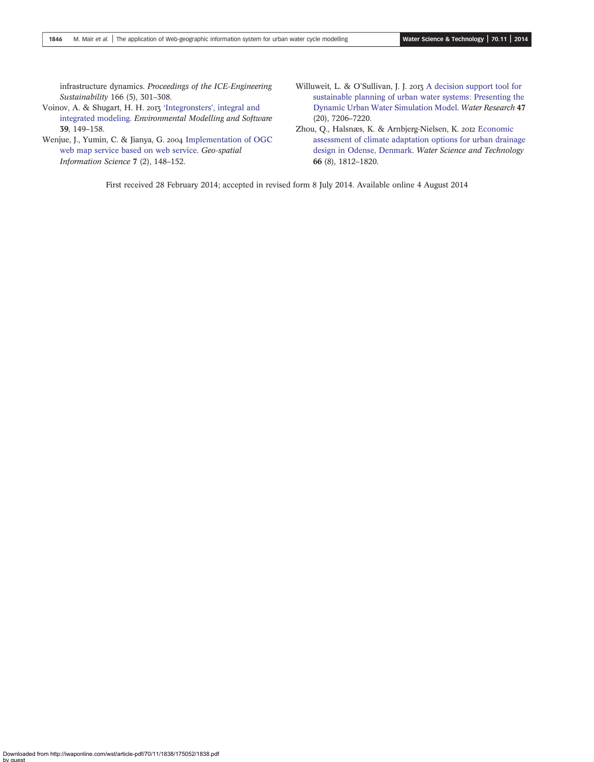infrastructure dynamics. *Proceedings of the ICE-Engineering Sustainability* 166 (5), 301–308.

Voinov, A. & Shugart, H. H. 2013 'Integronsters', integral and integrated modeling. *Environmental Modelling and Software* **39**, 149–158.

Wenjue, J., Yumin, C. & Jianya, G. 2004 Implementation of OGC web map service based on web service. *Geo-spatial Information Science* **7** (2), 148–152.

Willuweit, L. & O'Sullivan, J. J. 2013 A decision support tool for sustainable planning of urban water systems: Presenting the Dynamic Urban Water Simulation Model. *Water Research* **47** (20), 7206–7220.

Zhou, Q., Halsnæs, K. & Arnbjerg-Nielsen, K. 2012 Economic assessment of climate adaptation options for urban drainage design in Odense, Denmark. *Water Science and Technology* **66** (8), 1812–1820.

First received 28 February 2014; accepted in revised form 8 July 2014. Available online 4 August 2014